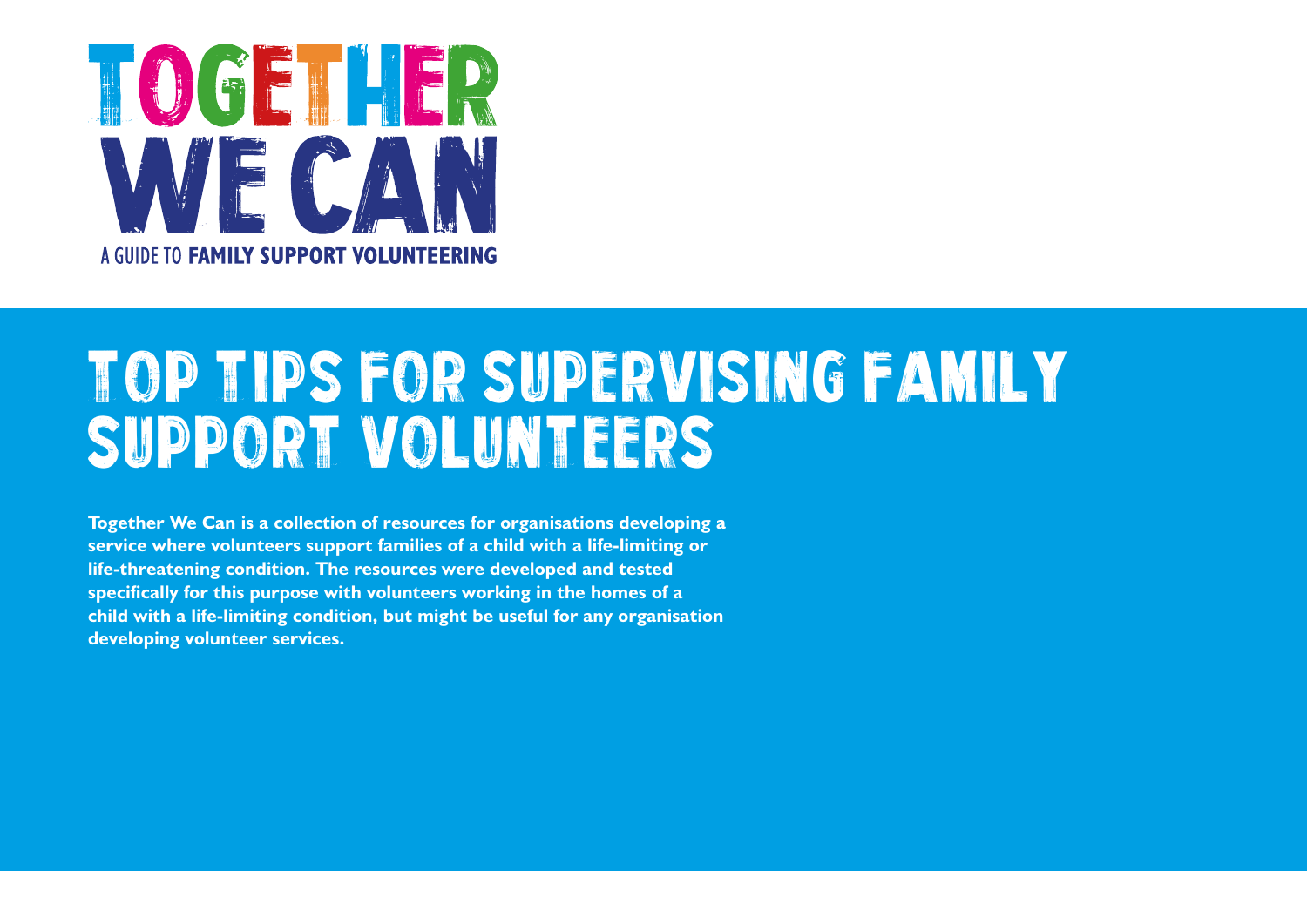# TOGETHER WE CAN

A GUIDE TO **FAMILY SUPPORT VOLUNTEERING**

# TOP TIPS FOR SUPERVISING FAMILY SUPPORT VOLUNTEERS

**Together We Can is a collection of resources for organisations developing a service where volunteers support families of a child with a life-limiting or life-threatening condition. The resources were developed and tested specifically for this purpose with volunteers working in the homes of a child with a life-limiting condition, but might be useful for any organisation developing volunteer services.**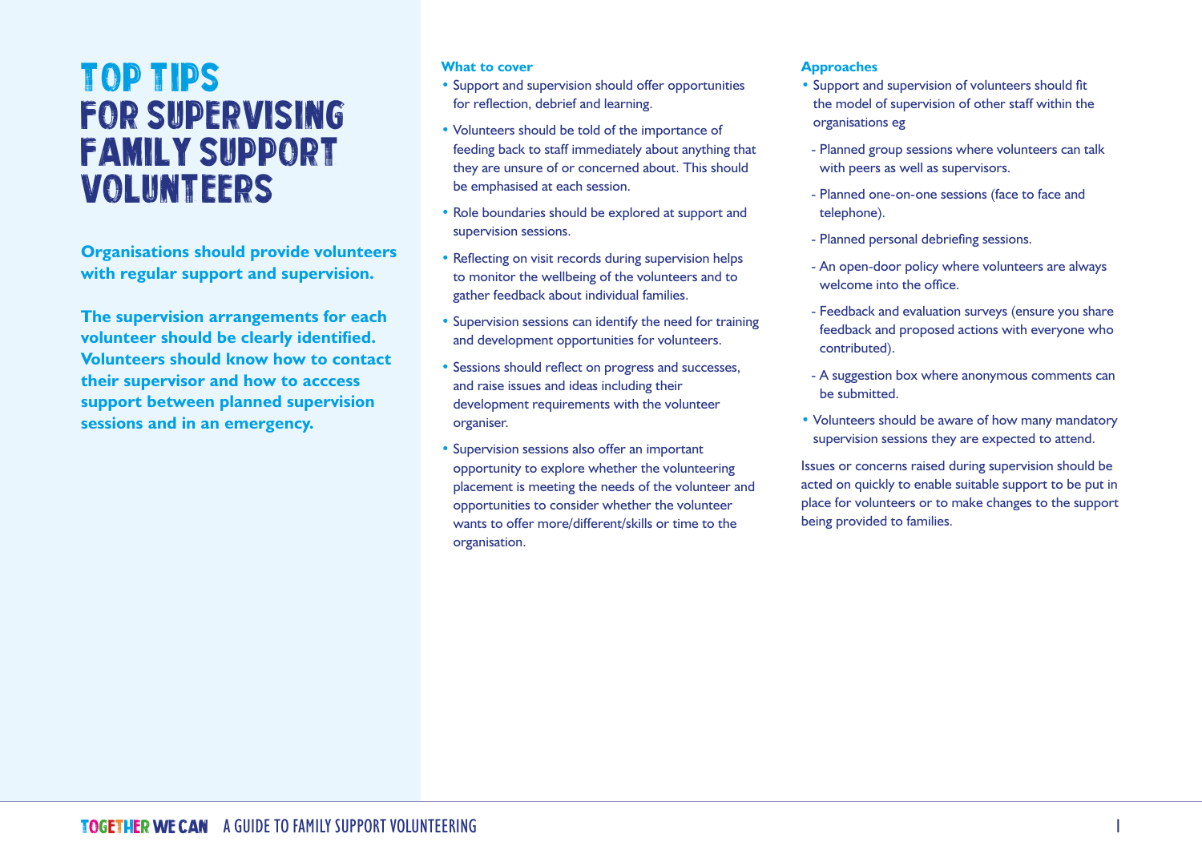# TOP TIPS FOR SUPERVISING FAMILY SUPPORT VOLUNTEERS

**Organisations should provide volunteers with regular support and supervision.**

**The supervision arrangements for each volunteer should be clearly identified. Volunteers should know how to contact their supervisor and how to acccess support between planned supervision sessions and in an emergency.**

### What to cover

- Support and supervision should offer opportunities for reflection, debrief and learning.
- Volunteers should be told of the importance of feeding back to staff immediately about anything that they are unsure of or concerned about. This should be emphasised at each session.
- Role boundaries should be explored at support and supervision sessions.
- Reflecting on visit records during supervision helps to monitor the wellbeing of the volunteers and to gather feedback about individual families.
- Supervision sessions can identify the need for training and development opportunities for volunteers.
- Sessions should reflect on progress and successes, and raise issues and ideas including their development requirements with the volunteer organiser.
- Supervision sessions also offer an important opportunity to explore whether the volunteering placement is meeting the needs of the volunteer and opportunities to consider whether the volunteer wants to offer more/different/skills or time to the organisation.

### Approaches

- Support and supervision of volunteers should fit the model of supervision of other staff within the organisations eg
  - Planned group sessions where volunteers can talk with peers as well as supervisors.
  - Planned one-on-one sessions (face to face and telephone).
  - Planned personal debriefing sessions.
  - An open-door policy where volunteers are always welcome into the office.
  - Feedback and evaluation surveys (ensure you share feedback and proposed actions with everyone who contributed).
  - A suggestion box where anonymous comments can be submitted.
- Volunteers should be aware of how many mandatory supervision sessions they are expected to attend.

Issues or concerns raised during supervision should be acted on quickly to enable suitable support to be put in place for volunteers or to make changes to the support being provided to families.